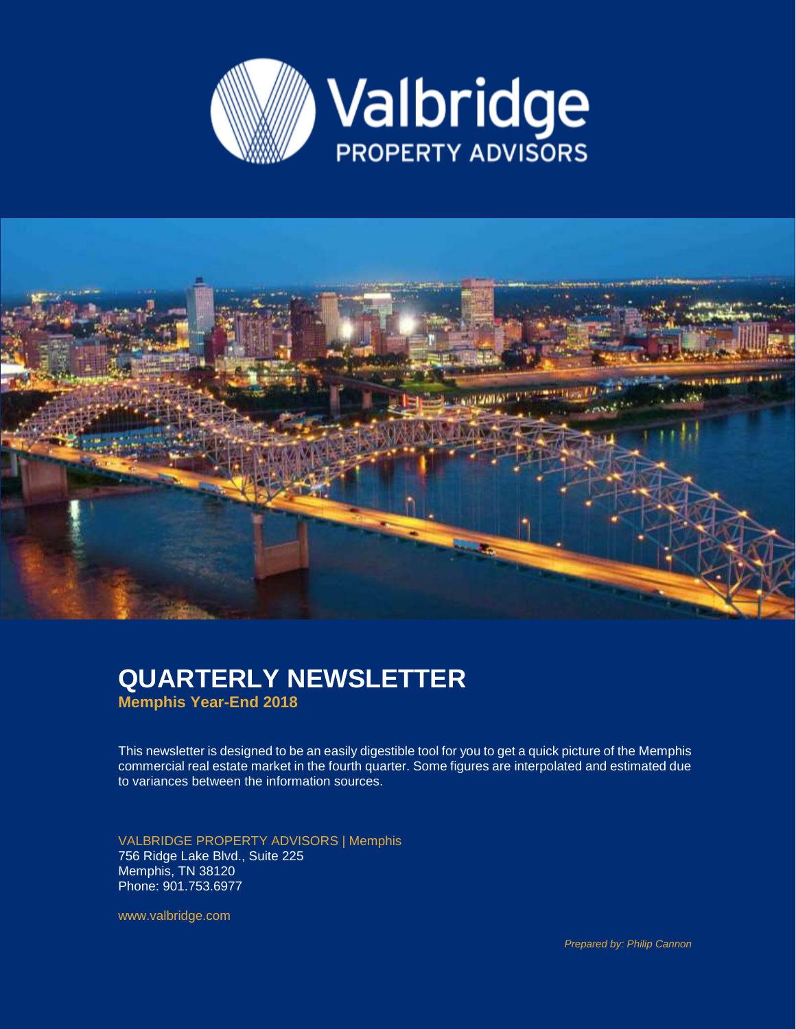# QUARTERLY NEWSLETTER

**Memphis Year-End 2018**

This newsletter is designed to be an easily digestible tool for you to get a quick picture of the Memphis commercial real estate market in the fourth quarter. Some figures are interpolated and estimated due to variances between the information sources.

VALBRIDGE PROPERTY ADVISORS | Memphis
756 Ridge Lake Blvd., Suite 225
Memphis, TN 38120
Phone: 901.753.6977

www.valbridge.com

*Prepared by: Philip Cannon*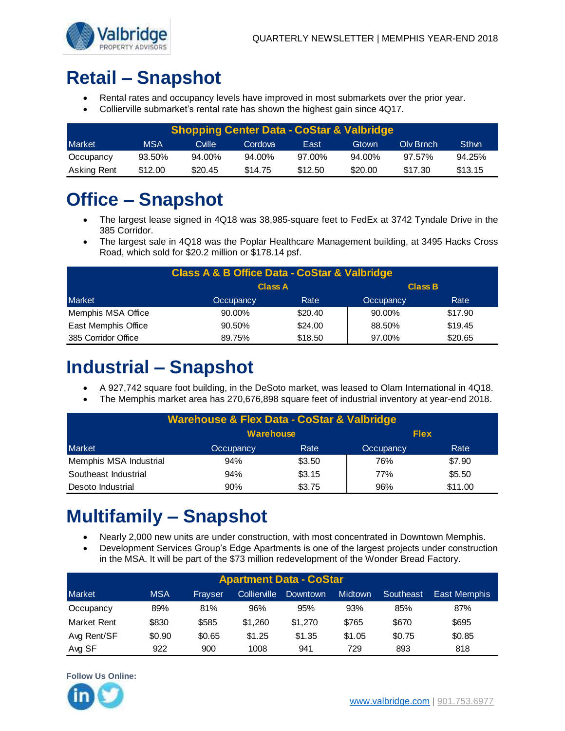# Retail – Snapshot

- Rental rates and occupancy levels have improved in most submarkets over the prior year.
- Collierville submarket's rental rate has shown the highest gain since 4Q17.

| Shopping Center Data - CoStar & Valbridge | | | | | | | |
|---|---|---|---|---|---|---|---|
| Market | MSA | Cville | Cordova | East | Gtown | Olv Brnch | Sthvn |
| Occupancy | 93.50% | 94.00% | 94.00% | 97.00% | 94.00% | 97.57% | 94.25% |
| Asking Rent | $12.00 | $20.45 | $14.75 | $12.50 | $20.00 | $17.30 | $13.15 |

# Office – Snapshot

- The largest lease signed in 4Q18 was 38,985-square feet to FedEx at 3742 Tyndale Drive in the 385 Corridor.
- The largest sale in 4Q18 was the Poplar Healthcare Management building, at 3495 Hacks Cross Road, which sold for $20.2 million or $178.14 psf.

| Class A & B Office Data - CoStar & Valbridge | | | | |
|---|---|---|---|---|
| | Class A | | Class B | |
| Market | Occupancy | Rate | Occupancy | Rate |
| Memphis MSA Office | 90.00% | $20.40 | 90.00% | $17.90 |
| East Memphis Office | 90.50% | $24.00 | 88.50% | $19.45 |
| 385 Corridor Office | 89.75% | $18.50 | 97.00% | $20.65 |

# Industrial – Snapshot

- A 927,742 square foot building, in the DeSoto market, was leased to Olam International in 4Q18.
- The Memphis market area has 270,676,898 square feet of industrial inventory at year-end 2018.

| Warehouse & Flex Data - CoStar & Valbridge | | | | |
|---|---|---|---|---|
| | Warehouse | | Flex | |
| Market | Occupancy | Rate | Occupancy | Rate |
| Memphis MSA Industrial | 94% | $3.50 | 76% | $7.90 |
| Southeast Industrial | 94% | $3.15 | 77% | $5.50 |
| Desoto Industrial | 90% | $3.75 | 96% | $11.00 |

# Multifamily – Snapshot

- Nearly 2,000 new units are under construction, with most concentrated in Downtown Memphis.
- Development Services Group's Edge Apartments is one of the largest projects under construction in the MSA. It will be part of the $73 million redevelopment of the Wonder Bread Factory.

| Apartment Data - CoStar | | | | | | | |
|---|---|---|---|---|---|---|---|
| Market | MSA | Frayser | Collierville | Downtown | Midtown | Southeast | East Memphis |
| Occupancy | 89% | 81% | 96% | 95% | 93% | 85% | 87% |
| Market Rent | $830 | $585 | $1,260 | $1,270 | $765 | $670 | $695 |
| Avg Rent/SF | $0.90 | $0.65 | $1.25 | $1.35 | $1.05 | $0.75 | $0.85 |
| Avg SF | 922 | 900 | 1008 | 941 | 729 | 893 | 818 |

**Follow Us Online:**

www.valbridge.com | 901.753.6977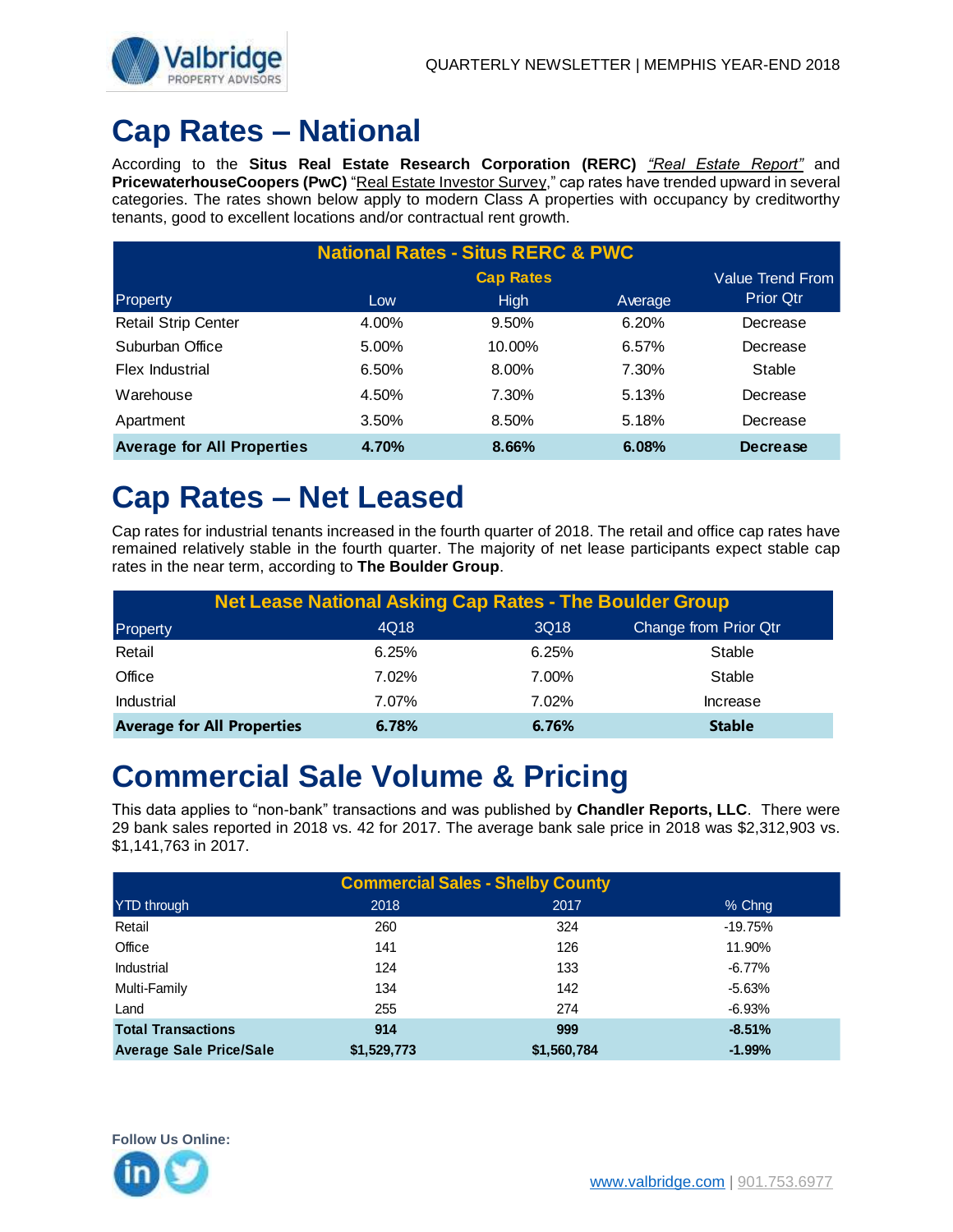# Cap Rates – National

According to the **Situs Real Estate Research Corporation (RERC)** *"Real Estate Report"* and **PricewaterhouseCoopers (PwC)** "Real Estate Investor Survey," cap rates have trended upward in several categories. The rates shown below apply to modern Class A properties with occupancy by creditworthy tenants, good to excellent locations and/or contractual rent growth.

| National Rates - Situs RERC & PWC | | | | |
|---|---|---|---|---|
| | | Cap Rates | | Value Trend From |
| Property | Low | High | Average | Prior Qtr |
| Retail Strip Center | 4.00% | 9.50% | 6.20% | Decrease |
| Suburban Office | 5.00% | 10.00% | 6.57% | Decrease |
| Flex Industrial | 6.50% | 8.00% | 7.30% | Stable |
| Warehouse | 4.50% | 7.30% | 5.13% | Decrease |
| Apartment | 3.50% | 8.50% | 5.18% | Decrease |
| **Average for All Properties** | **4.70%** | **8.66%** | **6.08%** | **Decrease** |

# Cap Rates – Net Leased

Cap rates for industrial tenants increased in the fourth quarter of 2018. The retail and office cap rates have remained relatively stable in the fourth quarter. The majority of net lease participants expect stable cap rates in the near term, according to **The Boulder Group**.

| Net Lease National Asking Cap Rates - The Boulder Group | | | |
|---|---|---|---|
| Property | 4Q18 | 3Q18 | Change from Prior Qtr |
| Retail | 6.25% | 6.25% | Stable |
| Office | 7.02% | 7.00% | Stable |
| Industrial | 7.07% | 7.02% | Increase |
| **Average for All Properties** | **6.78%** | **6.76%** | **Stable** |

# Commercial Sale Volume & Pricing

This data applies to "non-bank" transactions and was published by **Chandler Reports, LLC**. There were 29 bank sales reported in 2018 vs. 42 for 2017. The average bank sale price in 2018 was $2,312,903 vs. $1,141,763 in 2017.

| Commercial Sales - Shelby County | | | |
|---|---|---|---|
| YTD through | 2018 | 2017 | % Chng |
| Retail | 260 | 324 | -19.75% |
| Office | 141 | 126 | 11.90% |
| Industrial | 124 | 133 | -6.77% |
| Multi-Family | 134 | 142 | -5.63% |
| Land | 255 | 274 | -6.93% |
| **Total Transactions** | **914** | **999** | **-8.51%** |
| **Average Sale Price/Sale** | **$1,529,773** | **$1,560,784** | **-1.99%** |

**Follow Us Online:**

www.valbridge.com | 901.753.6977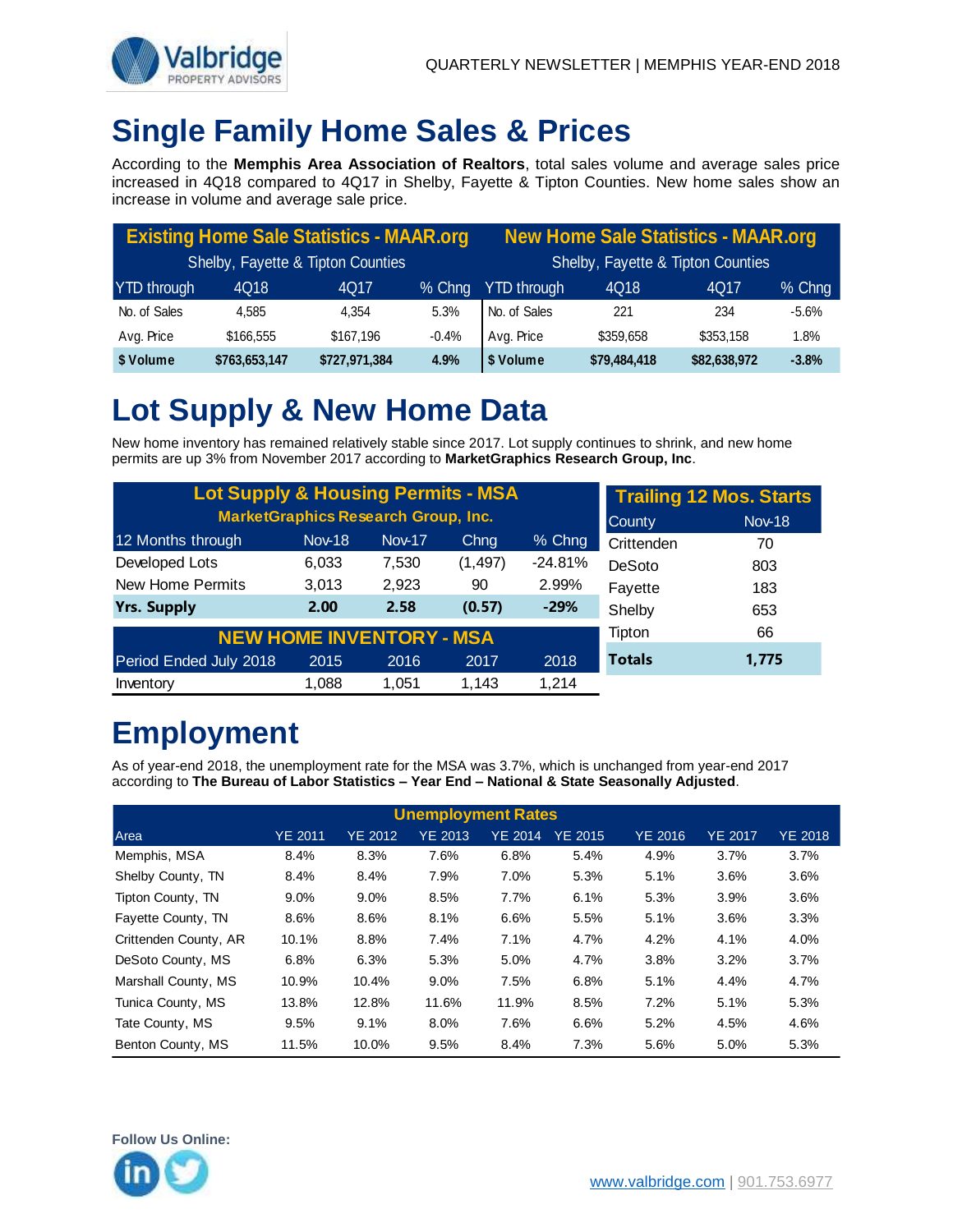# Single Family Home Sales & Prices

According to the **Memphis Area Association of Realtors**, total sales volume and average sales price increased in 4Q18 compared to 4Q17 in Shelby, Fayette & Tipton Counties. New home sales show an increase in volume and average sale price.

| Existing Home Sale Statistics - MAAR.org | | | | New Home Sale Statistics - MAAR.org | | | |
|---|---|---|---|---|---|---|---|
| Shelby, Fayette & Tipton Counties | | | | Shelby, Fayette & Tipton Counties | | | |
| YTD through | 4Q18 | 4Q17 | % Chng | YTD through | 4Q18 | 4Q17 | % Chng |
| No. of Sales | 4,585 | 4,354 | 5.3% | No. of Sales | 221 | 234 | -5.6% |
| Avg. Price | $166,555 | $167,196 | -0.4% | Avg. Price | $359,658 | $353,158 | 1.8% |
| **$ Volume** | **$763,653,147** | **$727,971,384** | **4.9%** | **$ Volume** | **$79,484,418** | **$82,638,972** | **-3.8%** |

# Lot Supply & New Home Data

New home inventory has remained relatively stable since 2017. Lot supply continues to shrink, and new home permits are up 3% from November 2017 according to **MarketGraphics Research Group, Inc**.

| Lot Supply & Housing Permits - MSA | | | | |
|---|---|---|---|---|
| MarketGraphics Research Group, Inc. | | | | |
| 12 Months through | Nov-18 | Nov-17 | Chng | % Chng |
| Developed Lots | 6,033 | 7,530 | (1,497) | -24.81% |
| New Home Permits | 3,013 | 2,923 | 90 | 2.99% |
| **Yrs. Supply** | **2.00** | **2.58** | **(0.57)** | **-29%** |

| NEW HOME INVENTORY - MSA | | | | |
|---|---|---|---|---|
| Period Ended July 2018 | 2015 | 2016 | 2017 | 2018 |
| Inventory | 1,088 | 1,051 | 1,143 | 1,214 |

| Trailing 12 Mos. Starts | |
|---|---|
| County | Nov-18 |
| Crittenden | 70 |
| DeSoto | 803 |
| Fayette | 183 |
| Shelby | 653 |
| Tipton | 66 |
| **Totals** | **1,775** |

# Employment

As of year-end 2018, the unemployment rate for the MSA was 3.7%, which is unchanged from year-end 2017 according to **The Bureau of Labor Statistics – Year End – National & State Seasonally Adjusted**.

| Unemployment Rates | | | | | | | | |
|---|---|---|---|---|---|---|---|---|
| Area | YE 2011 | YE 2012 | YE 2013 | YE 2014 | YE 2015 | YE 2016 | YE 2017 | YE 2018 |
| Memphis, MSA | 8.4% | 8.3% | 7.6% | 6.8% | 5.4% | 4.9% | 3.7% | 3.7% |
| Shelby County, TN | 8.4% | 8.4% | 7.9% | 7.0% | 5.3% | 5.1% | 3.6% | 3.6% |
| Tipton County, TN | 9.0% | 9.0% | 8.5% | 7.7% | 6.1% | 5.3% | 3.9% | 3.6% |
| Fayette County, TN | 8.6% | 8.6% | 8.1% | 6.6% | 5.5% | 5.1% | 3.6% | 3.3% |
| Crittenden County, AR | 10.1% | 8.8% | 7.4% | 7.1% | 4.7% | 4.2% | 4.1% | 4.0% |
| DeSoto County, MS | 6.8% | 6.3% | 5.3% | 5.0% | 4.7% | 3.8% | 3.2% | 3.7% |
| Marshall County, MS | 10.9% | 10.4% | 9.0% | 7.5% | 6.8% | 5.1% | 4.4% | 4.7% |
| Tunica County, MS | 13.8% | 12.8% | 11.6% | 11.9% | 8.5% | 7.2% | 5.1% | 5.3% |
| Tate County, MS | 9.5% | 9.1% | 8.0% | 7.6% | 6.6% | 5.2% | 4.5% | 4.6% |
| Benton County, MS | 11.5% | 10.0% | 9.5% | 8.4% | 7.3% | 5.6% | 5.0% | 5.3% |

**Follow Us Online:**

www.valbridge.com | 901.753.6977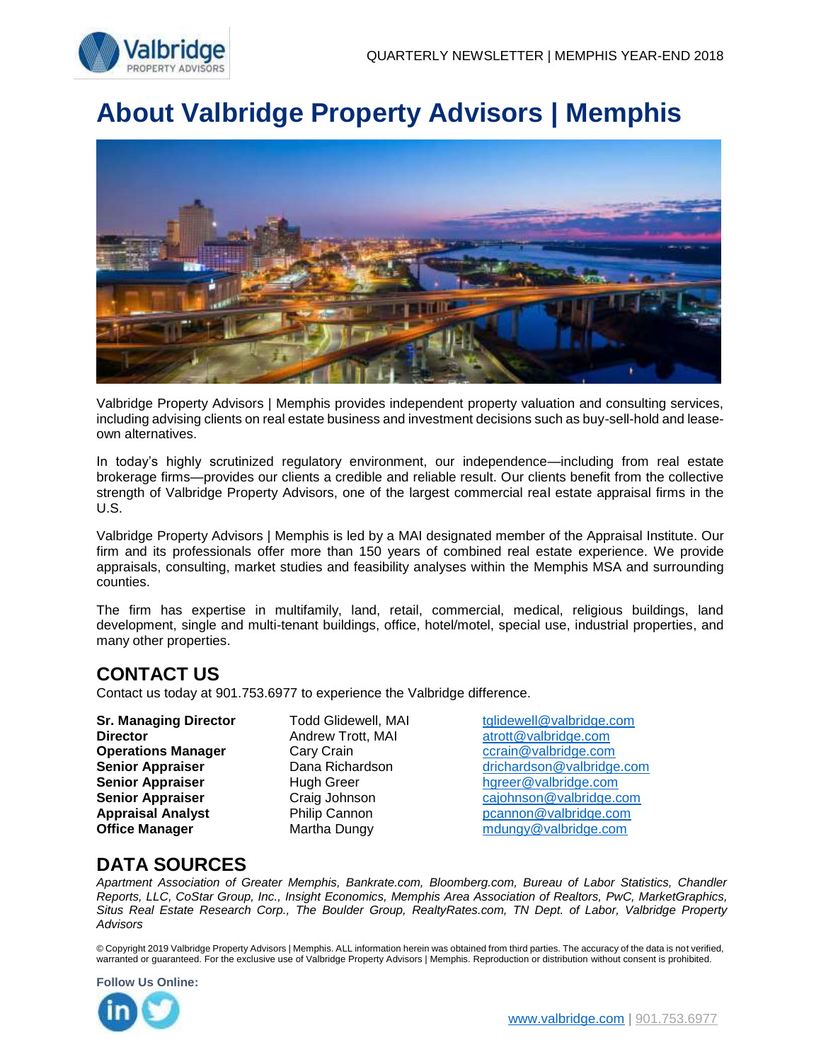# About Valbridge Property Advisors | Memphis

Valbridge Property Advisors | Memphis provides independent property valuation and consulting services, including advising clients on real estate business and investment decisions such as buy-sell-hold and lease-own alternatives.

In today's highly scrutinized regulatory environment, our independence—including from real estate brokerage firms—provides our clients a credible and reliable result. Our clients benefit from the collective strength of Valbridge Property Advisors, one of the largest commercial real estate appraisal firms in the U.S.

Valbridge Property Advisors | Memphis is led by a MAI designated member of the Appraisal Institute. Our firm and its professionals offer more than 150 years of combined real estate experience. We provide appraisals, consulting, market studies and feasibility analyses within the Memphis MSA and surrounding counties.

The firm has expertise in multifamily, land, retail, commercial, medical, religious buildings, land development, single and multi-tenant buildings, office, hotel/motel, special use, industrial properties, and many other properties.

## CONTACT US

Contact us today at 901.753.6977 to experience the Valbridge difference.

| | | |
|---|---|---|
| **Sr. Managing Director** | Todd Glidewell, MAI | tglidewell@valbridge.com |
| **Director** | Andrew Trott, MAI | atrott@valbridge.com |
| **Operations Manager** | Cary Crain | ccrain@valbridge.com |
| **Senior Appraiser** | Dana Richardson | drichardson@valbridge.com |
| **Senior Appraiser** | Hugh Greer | hgreer@valbridge.com |
| **Senior Appraiser** | Craig Johnson | cajohnson@valbridge.com |
| **Appraisal Analyst** | Philip Cannon | pcannon@valbridge.com |
| **Office Manager** | Martha Dungy | mdungy@valbridge.com |

## DATA SOURCES

*Apartment Association of Greater Memphis, Bankrate.com, Bloomberg.com, Bureau of Labor Statistics, Chandler Reports, LLC, CoStar Group, Inc., Insight Economics, Memphis Area Association of Realtors, PwC, MarketGraphics, Situs Real Estate Research Corp., The Boulder Group, RealtyRates.com, TN Dept. of Labor, Valbridge Property Advisors*

© Copyright 2019 Valbridge Property Advisors | Memphis. ALL information herein was obtained from third parties. The accuracy of the data is not verified, warranted or guaranteed. For the exclusive use of Valbridge Property Advisors | Memphis. Reproduction or distribution without consent is prohibited.

**Follow Us Online:**

www.valbridge.com | 901.753.6977